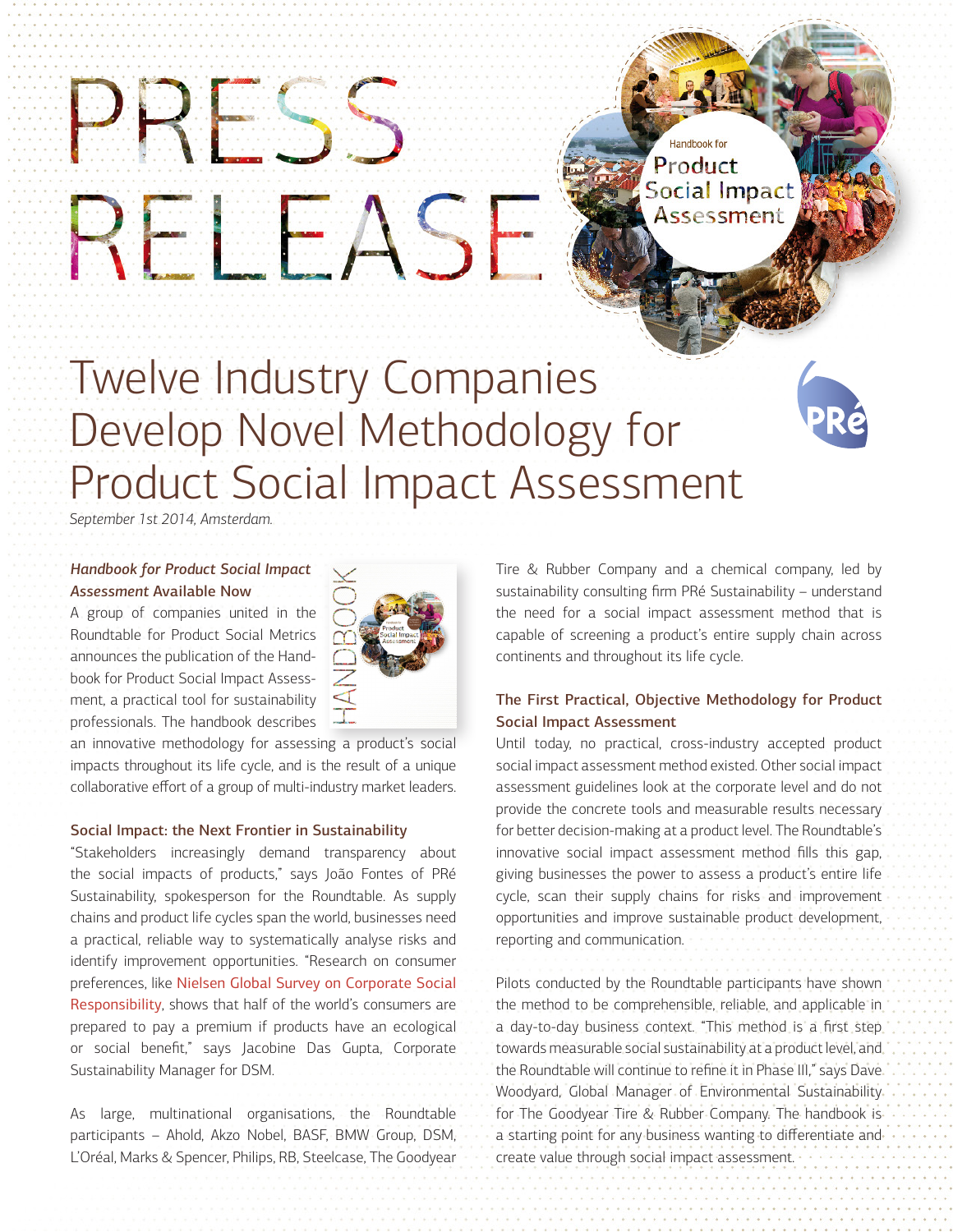# PRESS RELEASE

Handbook for Product Social Impact Assessment

# Twelve Industry Companies Develop Novel Methodology for Product Social Impact Assessment

*September 1st 2014, Amsterdam.*

### *Handbook for Product Social Impact Assessment* Available Now

A group of companies united in the Roundtable for Product Social Metrics announces the publication of the Handbook for Product Social Impact Assessment, a practical tool for sustainability professionals. The handbook describes an innovative methodology for assessing a product's social impacts throughout its life cycle, and is the result of a unique collaborative effort of a group of multi-industry market leaders.

### Social Impact: the Next Frontier in Sustainability

"Stakeholders increasingly demand transparency about the social impacts of products," says João Fontes of PRé Sustainability, spokesperson for the Roundtable. As supply chains and product life cycles span the world, businesses need a practical, reliable way to systematically analyse risks and identify improvement opportunities. "Research on consumer preferences, like Nielsen Global Survey on Corporate Social Responsibility, shows that half of the world's consumers are prepared to pay a premium if products have an ecological or social benefit," says Jacobine Das Gupta, Corporate Sustainability Manager for DSM.

As large, multinational organisations, the Roundtable participants – Ahold, Akzo Nobel, BASF, BMW Group, DSM, L'Oréal, Marks & Spencer, Philips, RB, Steelcase, The Goodyear Tire & Rubber Company and a chemical company, led by sustainability consulting firm PRé Sustainability – understand the need for a social impact assessment method that is capable of screening a product's entire supply chain across continents and throughout its life cycle.

### The First Practical, Objective Methodology for Product Social Impact Assessment

Until today, no practical, cross-industry accepted product social impact assessment method existed. Other social impact assessment guidelines look at the corporate level and do not provide the concrete tools and measurable results necessary for better decision-making at a product level. The Roundtable's innovative social impact assessment method fills this gap, giving businesses the power to assess a product's entire life cycle, scan their supply chains for risks and improvement opportunities and improve sustainable product development, reporting and communication.

Pilots conducted by the Roundtable participants have shown the method to be comprehensible, reliable, and applicable in a day-to-day business context. "This method is a first step towards measurable social sustainability at a product level, and the Roundtable will continue to refine it in Phase III," says Dave Woodyard, Global Manager of Environmental Sustainability for The Goodyear Tire & Rubber Company. The handbook is a starting point for any business wanting to differentiate and create value through social impact assessment.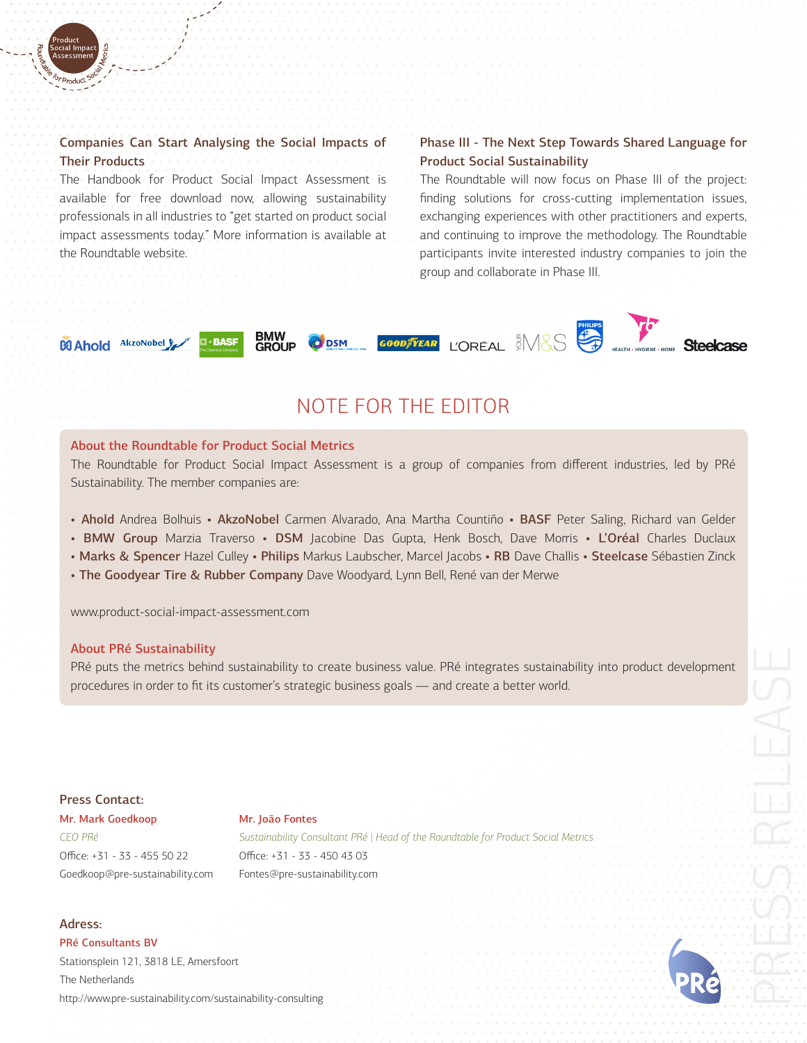## Companies Can Start Analysing the Social Impacts of Their Products

The Handbook for Product Social Impact Assessment is available for free download now, allowing sustainability professionals in all industries to "get started on product social impact assessments today." More information is available at the Roundtable website.

## Phase III - The Next Step Towards Shared Language for Product Social Sustainability

The Roundtable will now focus on Phase III of the project: finding solutions for cross-cutting implementation issues, exchanging experiences with other practitioners and experts, and continuing to improve the methodology. The Roundtable participants invite interested industry companies to join the group and collaborate in Phase III.

# NOTE FOR THE EDITOR

### About the Roundtable for Product Social Metrics

The Roundtable for Product Social Impact Assessment is a group of companies from different industries, led by PRé Sustainability. The member companies are:

- **Ahold** Andrea Bolhuis • **AkzoNobel** Carmen Alvarado, Ana Martha Countiño • **BASF** Peter Saling, Richard van Gelder
- **BMW Group** Marzia Traverso • **DSM** Jacobine Das Gupta, Henk Bosch, Dave Morris • **L'Oréal** Charles Duclaux
- **Marks & Spencer** Hazel Culley • **Philips** Markus Laubscher, Marcel Jacobs • **RB** Dave Challis • **Steelcase** Sébastien Zinck
- **The Goodyear Tire & Rubber Company** Dave Woodyard, Lynn Bell, René van der Merwe

www.product-social-impact-assessment.com

### About PRé Sustainability

PRé puts the metrics behind sustainability to create business value. PRé integrates sustainability into product development procedures in order to fit its customer's strategic business goals — and create a better world.

**Press Contact:**

**Mr. Mark Goedkoop**
*CEO PRé*
Office: +31 - 33 - 455 50 22
Goedkoop@pre-sustainability.com

**Mr. João Fontes**
*Sustainability Consultant PRé | Head of the Roundtable for Product Social Metrics*
Office: +31 - 33 - 450 43 03
Fontes@pre-sustainability.com

**Adress:**

**PRé Consultants BV**
Stationsplein 121, 3818 LE, Amersfoort
The Netherlands
http://www.pre-sustainability.com/sustainability-consulting